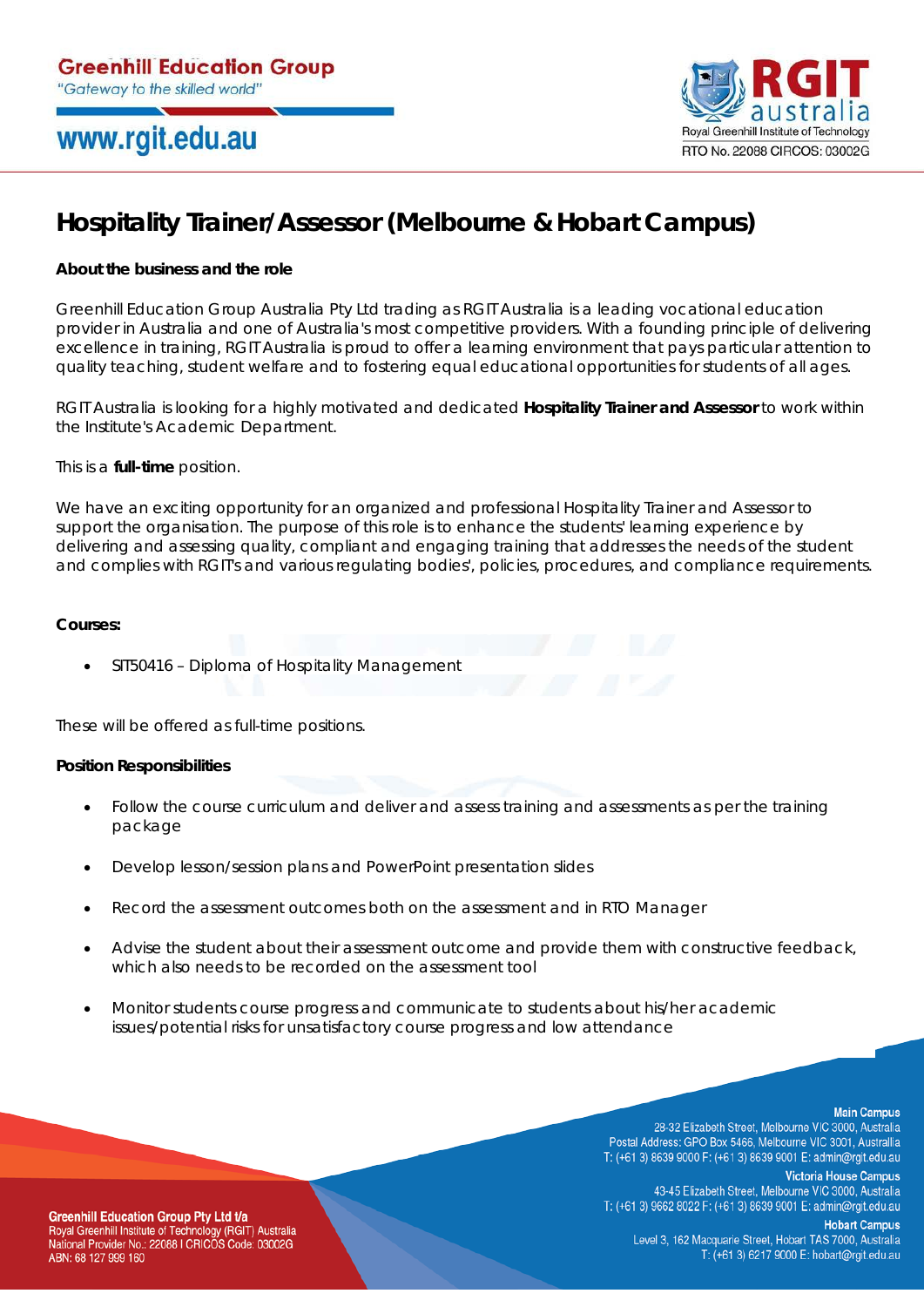# Hospitality Trainer/Assessor (Melbourne & Hobart Campus)

**About the business and the role**

Greenhill Education Group Australia Pty Ltd trading as RGIT Australia is a leading vocational education provider in Australia and one of Australia's most competitive providers. With a founding principle of delivering excellence in training, RGIT Australia is proud to offer a learning environment that pays particular attention to quality teaching, student welfare and to fostering equal educational opportunities for students of all ages.

RGIT Australia is looking for a highly motivated and dedicated **Hospitality Trainer and Assessor** to work within the Institute's Academic Department.

This is a **full-time** position.

We have an exciting opportunity for an organized and professional Hospitality Trainer and Assessor to support the organisation. The purpose of this role is to enhance the students' learning experience by delivering and assessing quality, compliant and engaging training that addresses the needs of the student and complies with RGIT's and various regulating bodies', policies, procedures, and compliance requirements.

**Courses:**

- SIT50416 – Diploma of Hospitality Management

These will be offered as full-time positions.

**Position Responsibilities**

- Follow the course curriculum and deliver and assess training and assessments as per the training package
- Develop lesson/session plans and PowerPoint presentation slides
- Record the assessment outcomes both on the assessment and in RTO Manager
- Advise the student about their assessment outcome and provide them with constructive feedback, which also needs to be recorded on the assessment tool
- Monitor students course progress and communicate to students about his/her academic issues/potential risks for unsatisfactory course progress and low attendance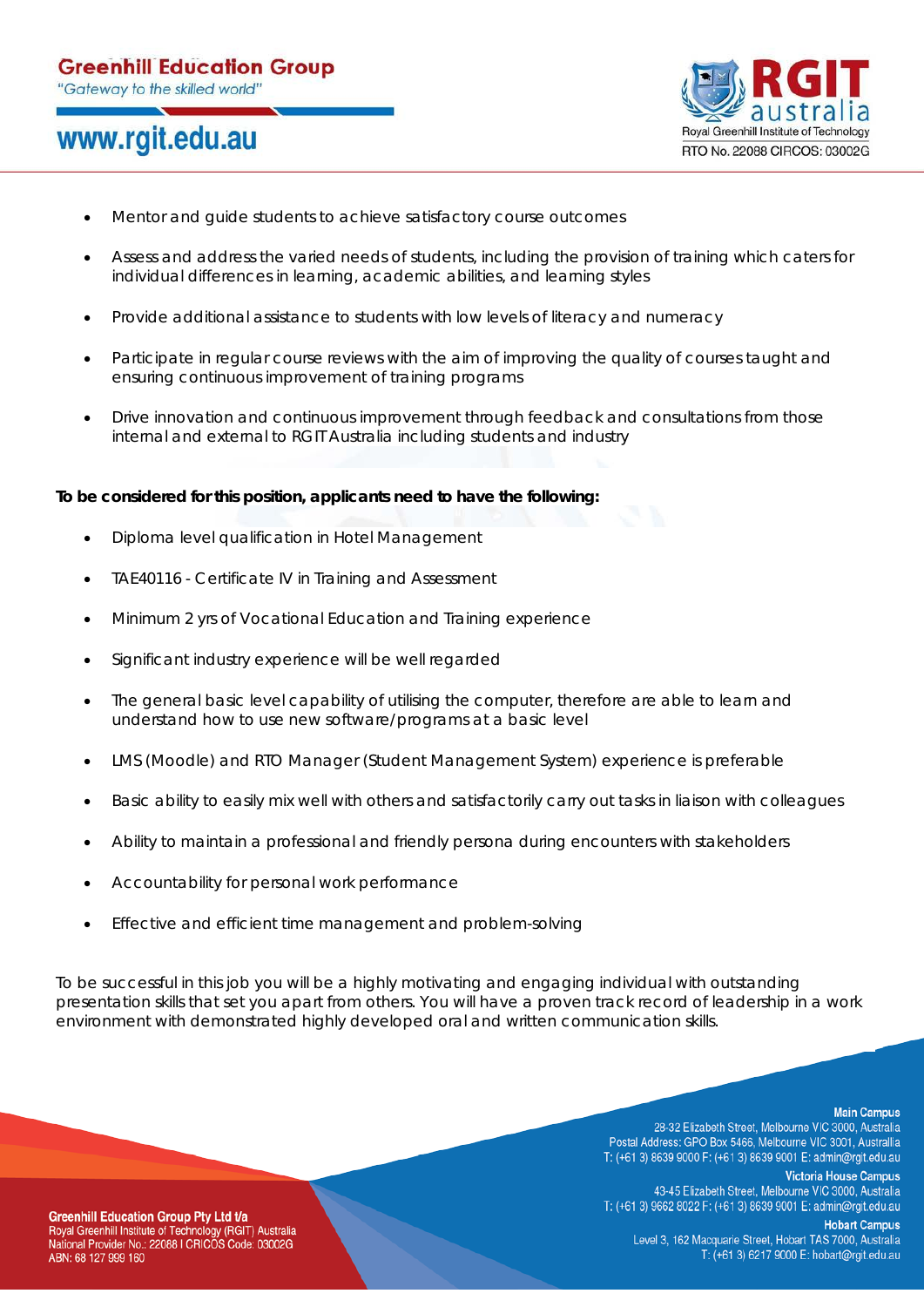- Mentor and guide students to achieve satisfactory course outcomes
- Assess and address the varied needs of students, including the provision of training which caters for individual differences in learning, academic abilities, and learning styles
- Provide additional assistance to students with low levels of literacy and numeracy
- Participate in regular course reviews with the aim of improving the quality of courses taught and ensuring continuous improvement of training programs
- Drive innovation and continuous improvement through feedback and consultations from those internal and external to RGIT Australia including students and industry

**To be considered for this position, applicants need to have the following:**

- Diploma level qualification in Hotel Management
- TAE40116 - Certificate IV in Training and Assessment
- Minimum 2 yrs of Vocational Education and Training experience
- Significant industry experience will be well regarded
- The general basic level capability of utilising the computer, therefore are able to learn and understand how to use new software/programs at a basic level
- LMS (Moodle) and RTO Manager (Student Management System) experience is preferable
- Basic ability to easily mix well with others and satisfactorily carry out tasks in liaison with colleagues
- Ability to maintain a professional and friendly persona during encounters with stakeholders
- Accountability for personal work performance
- Effective and efficient time management and problem-solving

To be successful in this job you will be a highly motivating and engaging individual with outstanding presentation skills that set you apart from others. You will have a proven track record of leadership in a work environment with demonstrated highly developed oral and written communication skills.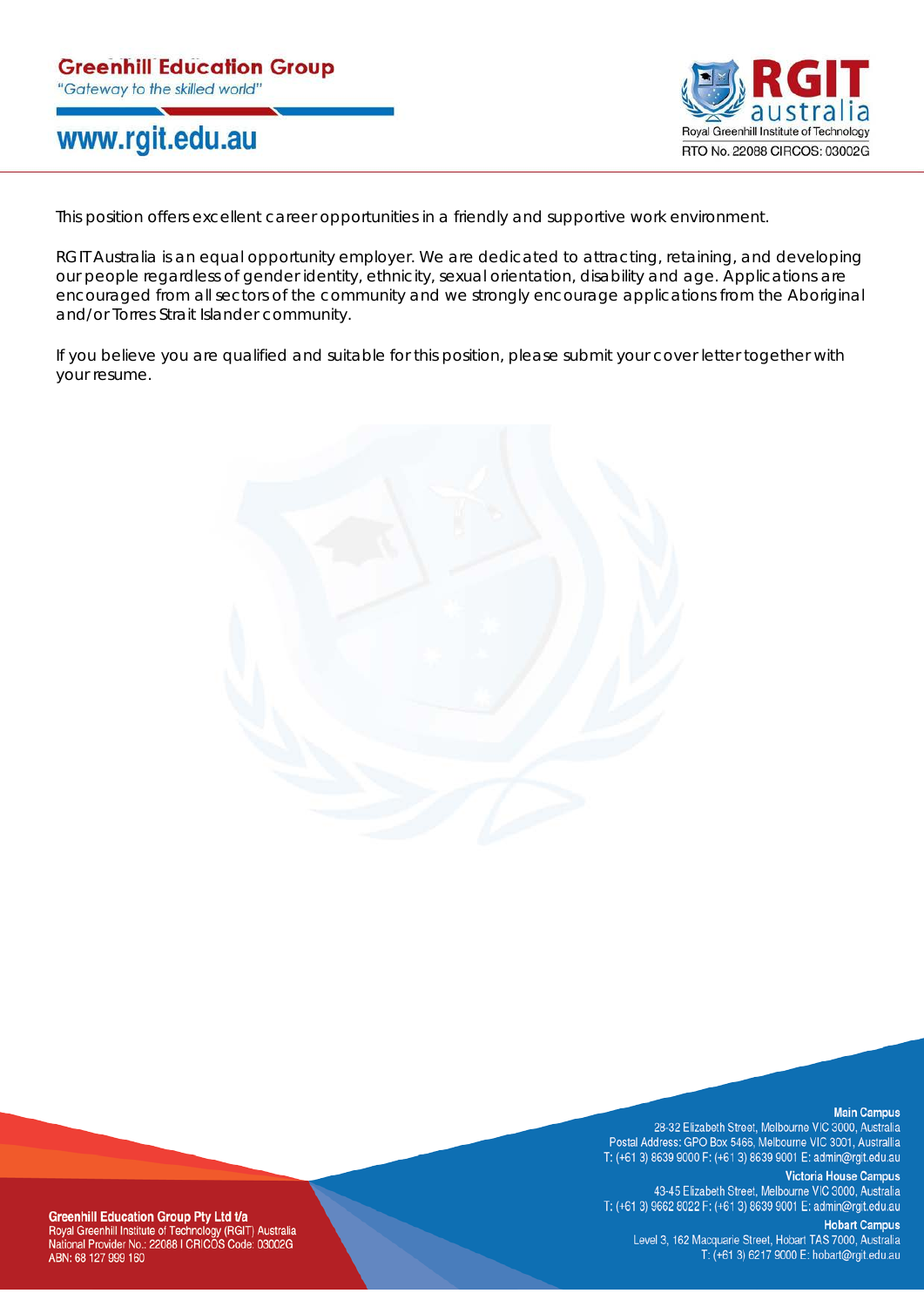This position offers excellent career opportunities in a friendly and supportive work environment.

RGIT Australia is an equal opportunity employer. We are dedicated to attracting, retaining, and developing our people regardless of gender identity, ethnicity, sexual orientation, disability and age. Applications are encouraged from all sectors of the community and we strongly encourage applications from the Aboriginal and/or Torres Strait Islander community.

If you believe you are qualified and suitable for this position, please submit your cover letter together with your resume.